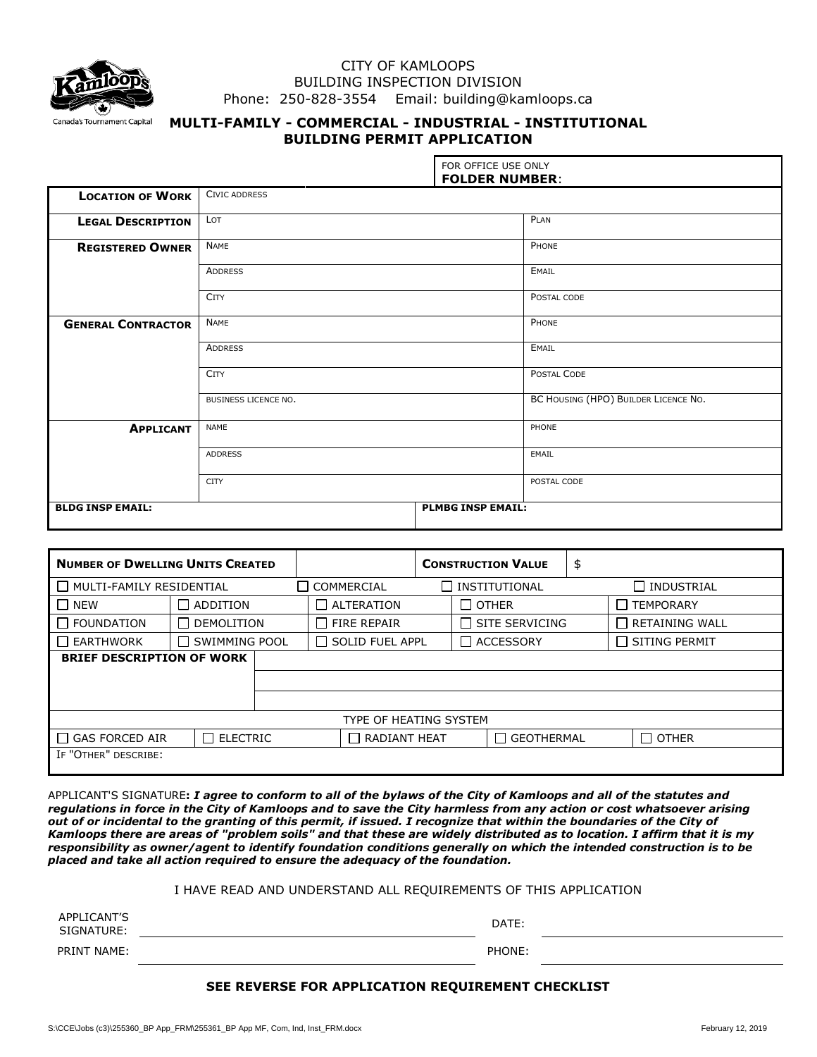CITY OF KAMLOOPS
BUILDING INSPECTION DIVISION
Phone: 250-828-3554 Email: building@kamloops.ca

Canada's Tournament Capital

## MULTI-FAMILY - COMMERCIAL - INDUSTRIAL - INSTITUTIONAL BUILDING PERMIT APPLICATION

FOR OFFICE USE ONLY
**FOLDER NUMBER**:

| | | |
|---|---|---|
| **LOCATION OF WORK** | CIVIC ADDRESS | |
| **LEGAL DESCRIPTION** | LOT | PLAN |
| **REGISTERED OWNER** | NAME | PHONE |
| | ADDRESS | EMAIL |
| | CITY | POSTAL CODE |
| **GENERAL CONTRACTOR** | NAME | PHONE |
| | ADDRESS | EMAIL |
| | CITY | POSTAL CODE |
| | BUSINESS LICENCE NO. | BC HOUSING (HPO) BUILDER LICENCE NO. |
| **APPLICANT** | NAME | PHONE |
| | ADDRESS | EMAIL |
| | CITY | POSTAL CODE |
| **BLDG INSP EMAIL:** | **PLMBG INSP EMAIL:** | |

| **NUMBER OF DWELLING UNITS CREATED** | | **CONSTRUCTION VALUE** | $ |
|---|---|---|---|

| | | | |
|---|---|---|---|
| ☐ MULTI-FAMILY RESIDENTIAL | ☐ COMMERCIAL | ☐ INSTITUTIONAL | ☐ INDUSTRIAL |

| | | | | |
|---|---|---|---|---|
| ☐ NEW | ☐ ADDITION | ☐ ALTERATION | ☐ OTHER | ☐ TEMPORARY |
| ☐ FOUNDATION | ☐ DEMOLITION | ☐ FIRE REPAIR | ☐ SITE SERVICING | ☐ RETAINING WALL |
| ☐ EARTHWORK | ☐ SWIMMING POOL | ☐ SOLID FUEL APPL | ☐ ACCESSORY | ☐ SITING PERMIT |

**BRIEF DESCRIPTION OF WORK**

TYPE OF HEATING SYSTEM

| | | | | |
|---|---|---|---|---|
| ☐ GAS FORCED AIR | ☐ ELECTRIC | ☐ RADIANT HEAT | ☐ GEOTHERMAL | ☐ OTHER |

IF "OTHER" DESCRIBE:

APPLICANT'S SIGNATURE**: *I agree to conform to all of the bylaws of the City of Kamloops and all of the statutes and regulations in force in the City of Kamloops and to save the City harmless from any action or cost whatsoever arising out of or incidental to the granting of this permit, if issued. I recognize that within the boundaries of the City of Kamloops there are areas of "problem soils" and that these are widely distributed as to location. I affirm that it is my responsibility as owner/agent to identify foundation conditions generally on which the intended construction is to be placed and take all action required to ensure the adequacy of the foundation.***

I HAVE READ AND UNDERSTAND ALL REQUIREMENTS OF THIS APPLICATION

APPLICANT'S SIGNATURE: ______________________ DATE: ______________________

PRINT NAME: ______________________ PHONE: ______________________

**SEE REVERSE FOR APPLICATION REQUIREMENT CHECKLIST**

S:\CCE\Jobs (c3)\255360_BP App_FRM\255361_BP App MF, Com, Ind, Inst_FRM.docx February 12, 2019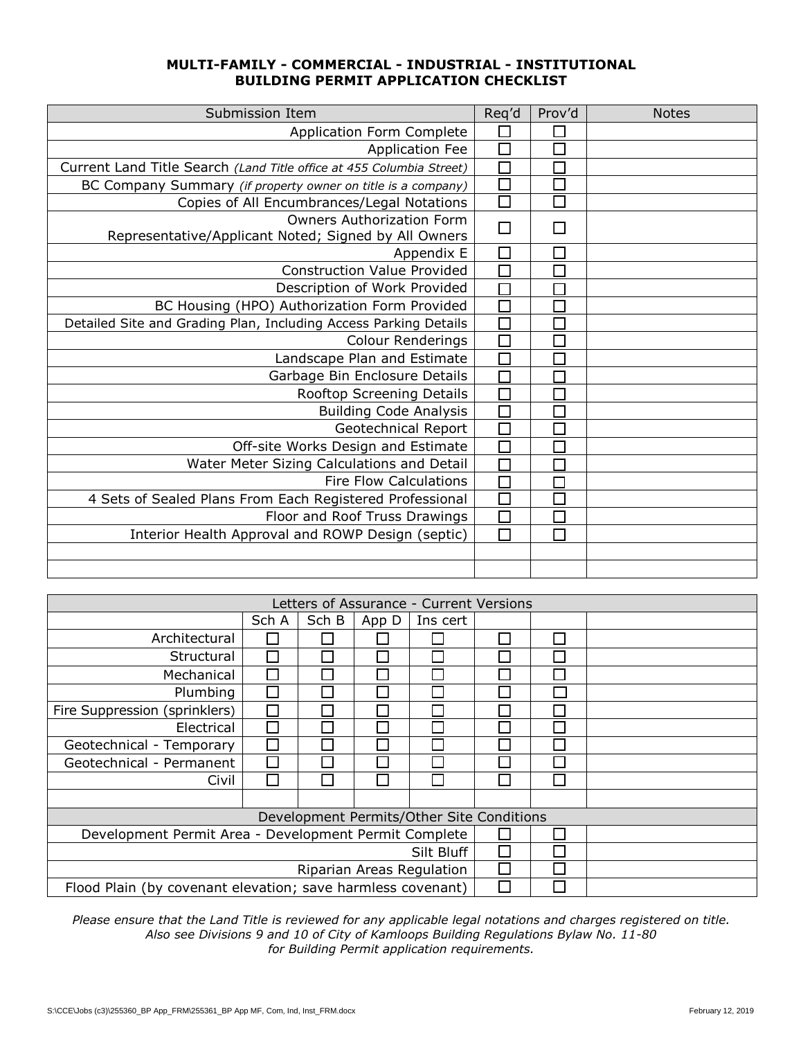**MULTI-FAMILY - COMMERCIAL - INDUSTRIAL - INSTITUTIONAL**
**BUILDING PERMIT APPLICATION CHECKLIST**

| Submission Item | Req'd | Prov'd | Notes |
|---|---|---|---|
| Application Form Complete | ☐ | ☐ | |
| Application Fee | ☐ | ☐ | |
| Current Land Title Search *(Land Title office at 455 Columbia Street)* | ☐ | ☐ | |
| BC Company Summary *(if property owner on title is a company)* | ☐ | ☐ | |
| Copies of All Encumbrances/Legal Notations | ☐ | ☐ | |
| Owners Authorization Form Representative/Applicant Noted; Signed by All Owners | ☐ | ☐ | |
| Appendix E | ☐ | ☐ | |
| Construction Value Provided | ☐ | ☐ | |
| Description of Work Provided | ☐ | ☐ | |
| BC Housing (HPO) Authorization Form Provided | ☐ | ☐ | |
| Detailed Site and Grading Plan, Including Access Parking Details | ☐ | ☐ | |
| Colour Renderings | ☐ | ☐ | |
| Landscape Plan and Estimate | ☐ | ☐ | |
| Garbage Bin Enclosure Details | ☐ | ☐ | |
| Rooftop Screening Details | ☐ | ☐ | |
| Building Code Analysis | ☐ | ☐ | |
| Geotechnical Report | ☐ | ☐ | |
| Off-site Works Design and Estimate | ☐ | ☐ | |
| Water Meter Sizing Calculations and Detail | ☐ | ☐ | |
| Fire Flow Calculations | ☐ | ☐ | |
| 4 Sets of Sealed Plans From Each Registered Professional | ☐ | ☐ | |
| Floor and Roof Truss Drawings | ☐ | ☐ | |
| Interior Health Approval and ROWP Design (septic) | ☐ | ☐ | |
| | | | |
| | | | |

| Letters of Assurance - Current Versions | | | | | | | |
|---|---|---|---|---|---|---|---|
| | Sch A | Sch B | App D | Ins cert | | | |
| Architectural | ☐ | ☐ | ☐ | ☐ | ☐ | ☐ | |
| Structural | ☐ | ☐ | ☐ | ☐ | ☐ | ☐ | |
| Mechanical | ☐ | ☐ | ☐ | ☐ | ☐ | ☐ | |
| Plumbing | ☐ | ☐ | ☐ | ☐ | ☐ | ☐ | |
| Fire Suppression (sprinklers) | ☐ | ☐ | ☐ | ☐ | ☐ | ☐ | |
| Electrical | ☐ | ☐ | ☐ | ☐ | ☐ | ☐ | |
| Geotechnical - Temporary | ☐ | ☐ | ☐ | ☐ | ☐ | ☐ | |
| Geotechnical - Permanent | ☐ | ☐ | ☐ | ☐ | ☐ | ☐ | |
| Civil | ☐ | ☐ | ☐ | ☐ | ☐ | ☐ | |
| | | | | | | | |

| Development Permits/Other Site Conditions | | | |
|---|---|---|---|
| Development Permit Area - Development Permit Complete | ☐ | ☐ | |
| Silt Bluff | ☐ | ☐ | |
| Riparian Areas Regulation | ☐ | ☐ | |
| Flood Plain (by covenant elevation; save harmless covenant) | ☐ | ☐ | |

*Please ensure that the Land Title is reviewed for any applicable legal notations and charges registered on title. Also see Divisions 9 and 10 of City of Kamloops Building Regulations Bylaw No. 11-80 for Building Permit application requirements.*